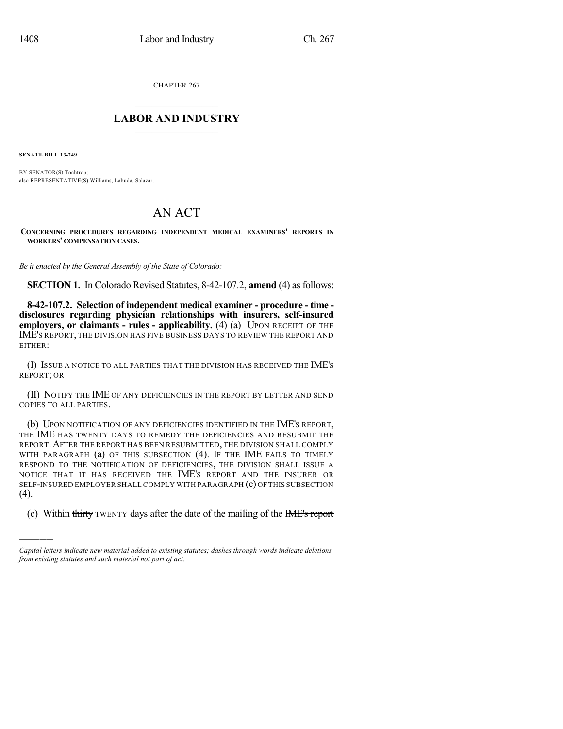CHAPTER 267

## LABOR AND INDUSTRY

**SENATE BILL 13-249**

BY SENATOR(S) Tochtrop;
also REPRESENTATIVE(S) Williams, Labuda, Salazar.

# AN ACT

**CONCERNING PROCEDURES REGARDING INDEPENDENT MEDICAL EXAMINERS' REPORTS IN WORKERS' COMPENSATION CASES.**

*Be it enacted by the General Assembly of the State of Colorado:*

**SECTION 1.** In Colorado Revised Statutes, 8-42-107.2, **amend** (4) as follows:

**8-42-107.2. Selection of independent medical examiner - procedure - time - disclosures regarding physician relationships with insurers, self-insured employers, or claimants - rules - applicability.** (4) (a) UPON RECEIPT OF THE IME'S REPORT, THE DIVISION HAS FIVE BUSINESS DAYS TO REVIEW THE REPORT AND EITHER:

(I) ISSUE A NOTICE TO ALL PARTIES THAT THE DIVISION HAS RECEIVED THE IME'S REPORT; OR

(II) NOTIFY THE IME OF ANY DEFICIENCIES IN THE REPORT BY LETTER AND SEND COPIES TO ALL PARTIES.

(b) UPON NOTIFICATION OF ANY DEFICIENCIES IDENTIFIED IN THE IME'S REPORT, THE IME HAS TWENTY DAYS TO REMEDY THE DEFICIENCIES AND RESUBMIT THE REPORT. AFTER THE REPORT HAS BEEN RESUBMITTED, THE DIVISION SHALL COMPLY WITH PARAGRAPH (a) OF THIS SUBSECTION (4). IF THE IME FAILS TO TIMELY RESPOND TO THE NOTIFICATION OF DEFICIENCIES, THE DIVISION SHALL ISSUE A NOTICE THAT IT HAS RECEIVED THE IME'S REPORT AND THE INSURER OR SELF-INSURED EMPLOYER SHALL COMPLY WITH PARAGRAPH (c) OF THIS SUBSECTION (4).

(c) Within ~~thirty~~ TWENTY days after the date of the mailing of the ~~IME's report~~

---

*Capital letters indicate new material added to existing statutes; dashes through words indicate deletions from existing statutes and such material not part of act.*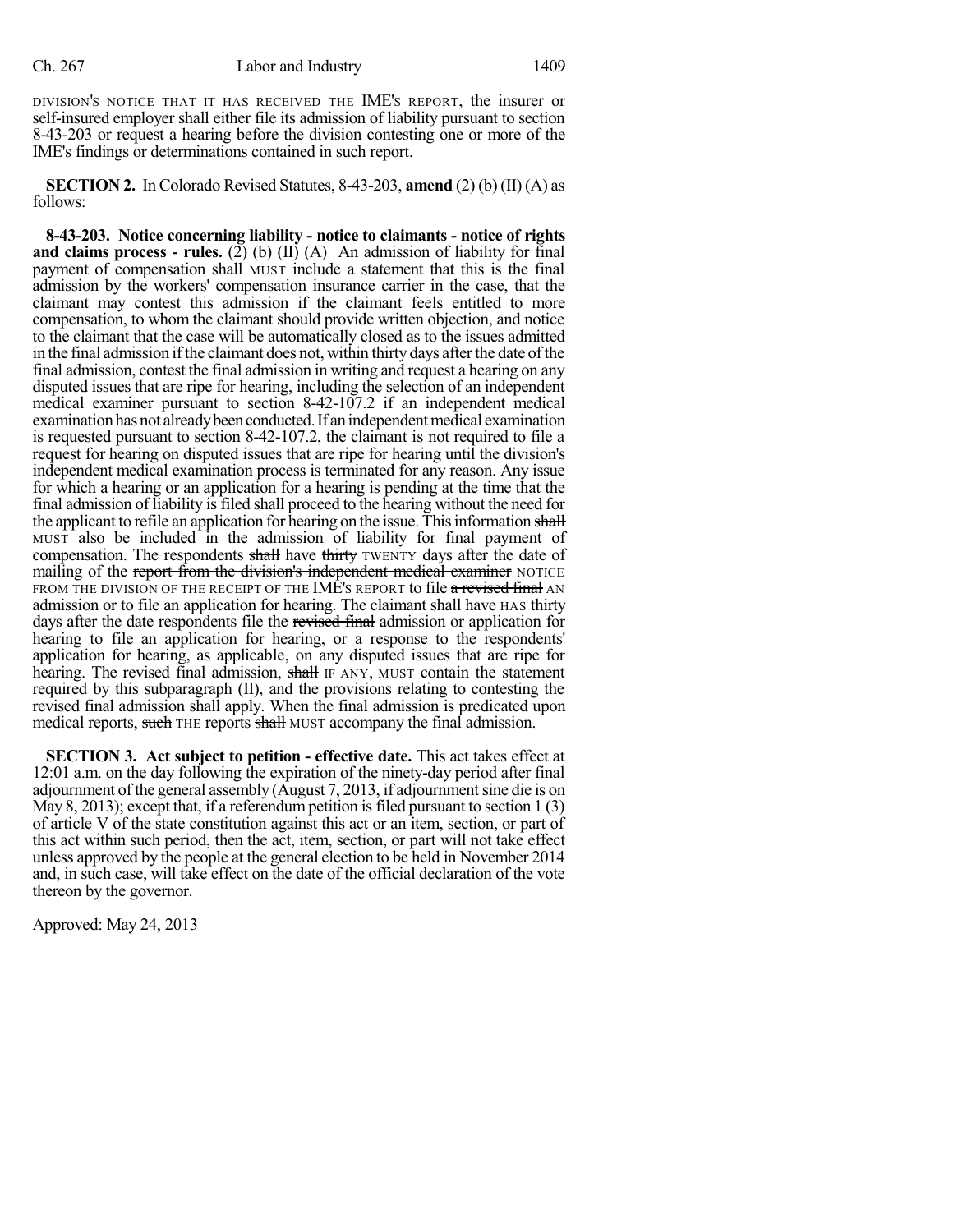DIVISION'S NOTICE THAT IT HAS RECEIVED THE IME'S REPORT, the insurer or self-insured employer shall either file its admission of liability pursuant to section 8-43-203 or request a hearing before the division contesting one or more of the IME's findings or determinations contained in such report.

**SECTION 2.** In Colorado Revised Statutes, 8-43-203, **amend** (2) (b) (II) (A) as follows:

**8-43-203. Notice concerning liability - notice to claimants - notice of rights and claims process - rules.** (2) (b) (II) (A) An admission of liability for final payment of compensation ~~shall~~ MUST include a statement that this is the final admission by the workers' compensation insurance carrier in the case, that the claimant may contest this admission if the claimant feels entitled to more compensation, to whom the claimant should provide written objection, and notice to the claimant that the case will be automatically closed as to the issues admitted in the final admission if the claimant does not, within thirty days after the date of the final admission, contest the final admission in writing and request a hearing on any disputed issues that are ripe for hearing, including the selection of an independent medical examiner pursuant to section 8-42-107.2 if an independent medical examination has not already been conducted. If an independent medical examination is requested pursuant to section 8-42-107.2, the claimant is not required to file a request for hearing on disputed issues that are ripe for hearing until the division's independent medical examination process is terminated for any reason. Any issue for which a hearing or an application for a hearing is pending at the time that the final admission of liability is filed shall proceed to the hearing without the need for the applicant to refile an application for hearing on the issue. This information ~~shall~~ MUST also be included in the admission of liability for final payment of compensation. The respondents ~~shall~~ have ~~thirty~~ TWENTY days after the date of mailing of the ~~report from the division's independent medical examiner~~ NOTICE FROM THE DIVISION OF THE RECEIPT OF THE IME'S REPORT to file ~~a revised final~~ AN admission or to file an application for hearing. The claimant ~~shall have~~ HAS thirty days after the date respondents file the ~~revised final~~ admission or application for hearing to file an application for hearing, or a response to the respondents' application for hearing, as applicable, on any disputed issues that are ripe for hearing. The revised final admission, ~~shall~~ IF ANY, MUST contain the statement required by this subparagraph (II), and the provisions relating to contesting the revised final admission ~~shall~~ apply. When the final admission is predicated upon medical reports, ~~such~~ THE reports ~~shall~~ MUST accompany the final admission.

**SECTION 3. Act subject to petition - effective date.** This act takes effect at 12:01 a.m. on the day following the expiration of the ninety-day period after final adjournment of the general assembly (August 7, 2013, if adjournment sine die is on May 8, 2013); except that, if a referendum petition is filed pursuant to section 1 (3) of article V of the state constitution against this act or an item, section, or part of this act within such period, then the act, item, section, or part will not take effect unless approved by the people at the general election to be held in November 2014 and, in such case, will take effect on the date of the official declaration of the vote thereon by the governor.

Approved: May 24, 2013